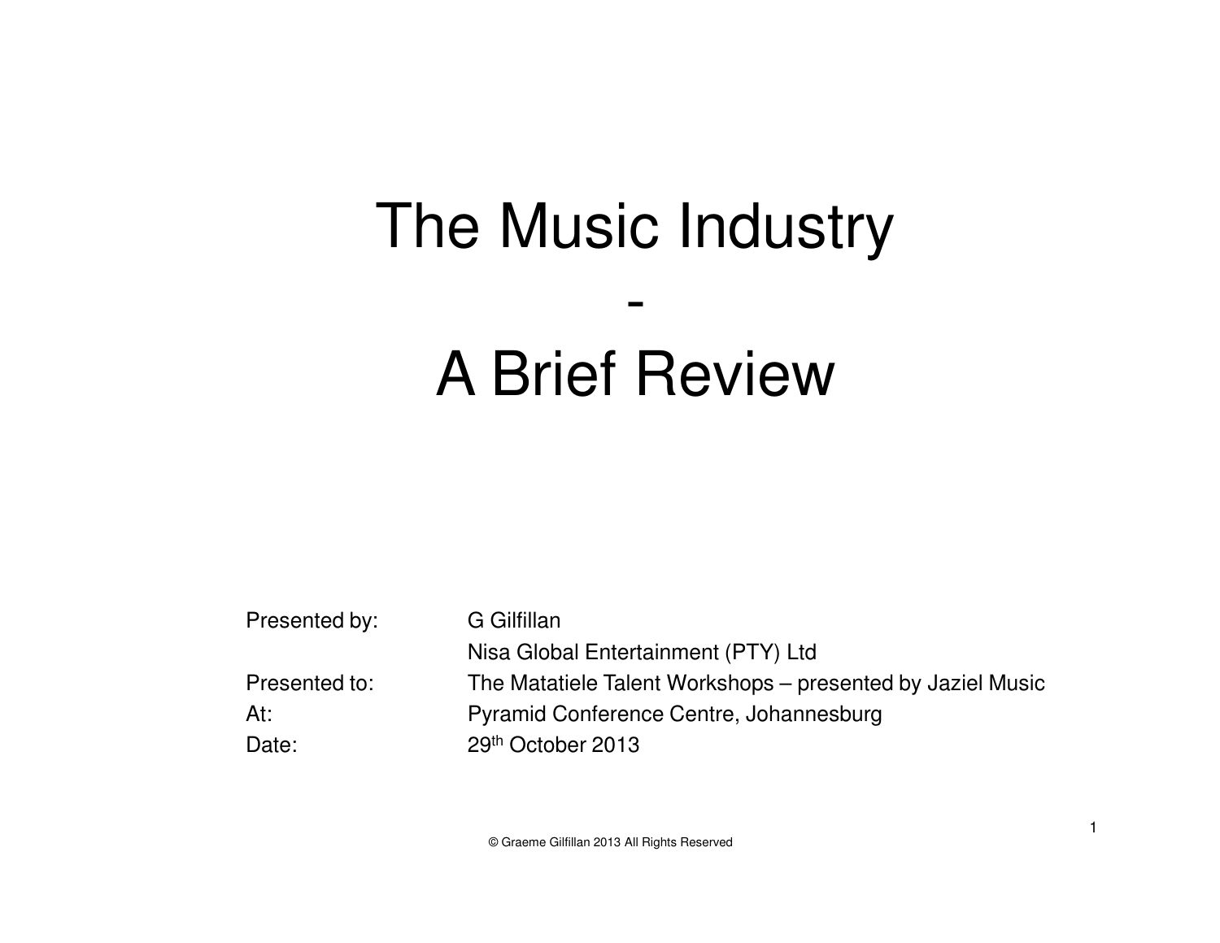# The Music Industry

# -

# A Brief Review

| | |
|---|---|
| Presented by: | G Gilfillan |
| | Nisa Global Entertainment (PTY) Ltd |
| Presented to: | The Matatiele Talent Workshops – presented by Jaziel Music |
| At: | Pyramid Conference Centre, Johannesburg |
| Date: | 29th October 2013 |

© Graeme Gilfillan 2013 All Rights Reserved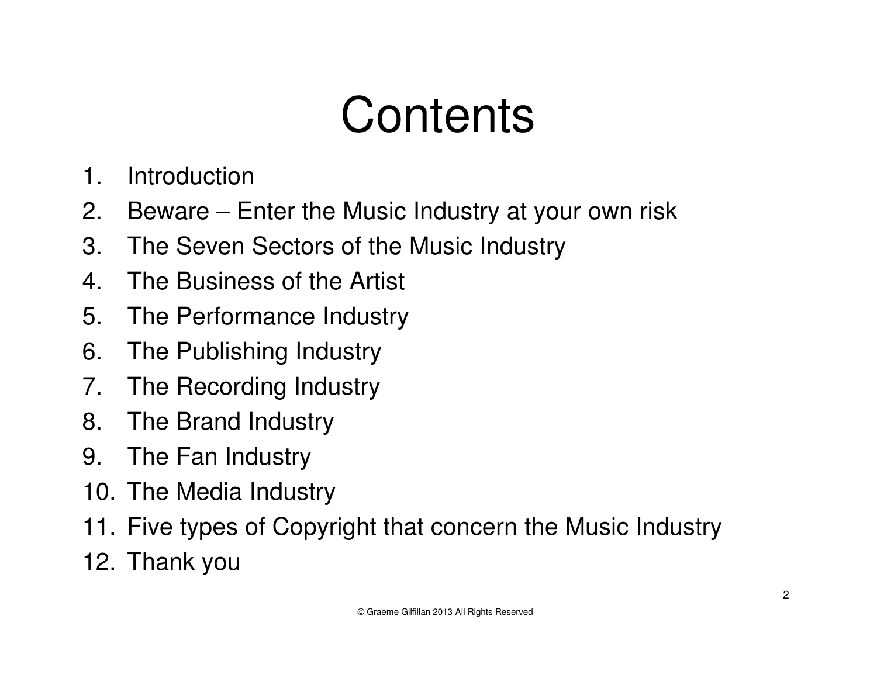# Contents

1. Introduction
2. Beware – Enter the Music Industry at your own risk
3. The Seven Sectors of the Music Industry
4. The Business of the Artist
5. The Performance Industry
6. The Publishing Industry
7. The Recording Industry
8. The Brand Industry
9. The Fan Industry
10. The Media Industry
11. Five types of Copyright that concern the Music Industry
12. Thank you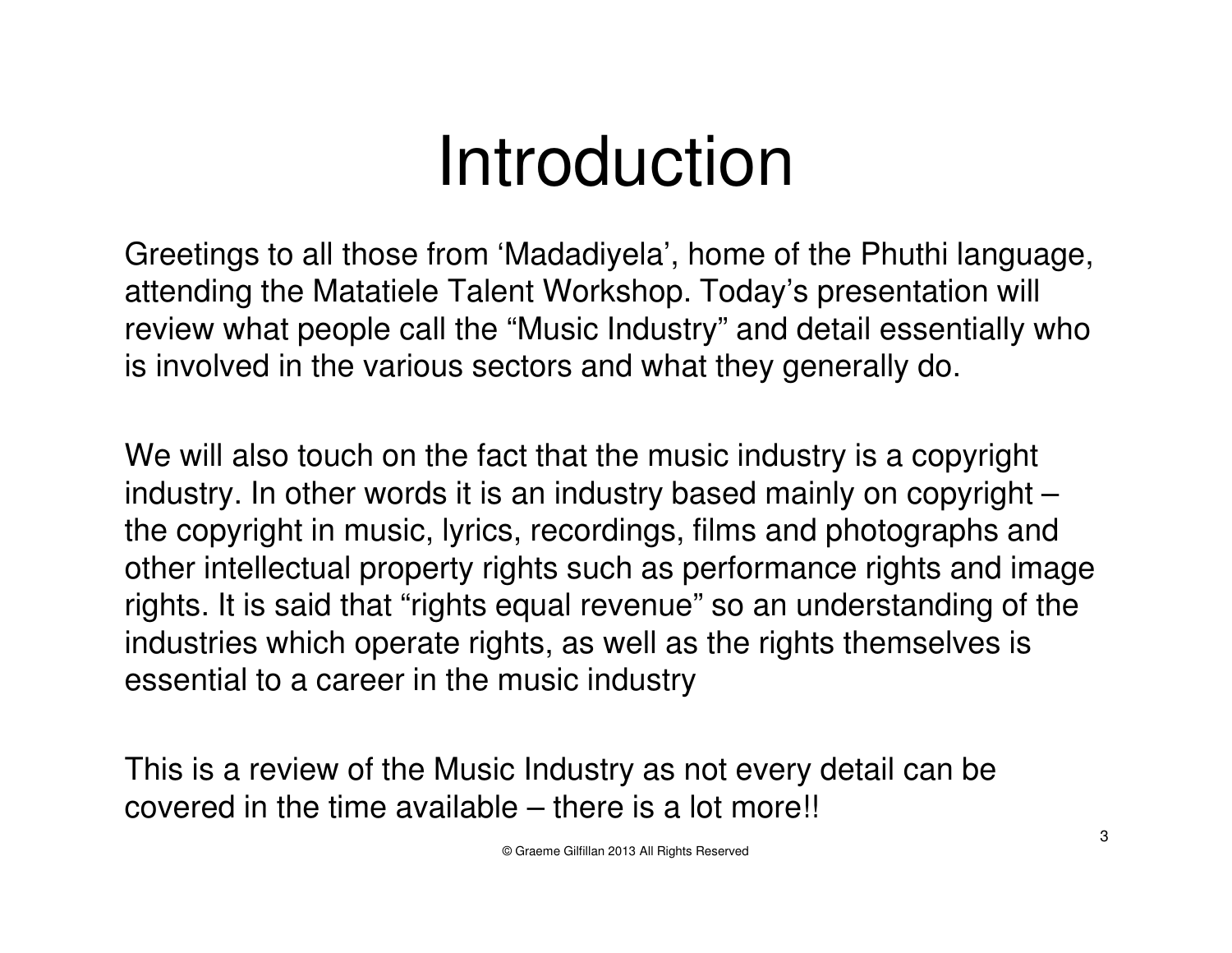# Introduction

Greetings to all those from 'Madadiyela', home of the Phuthi language, attending the Matatiele Talent Workshop. Today's presentation will review what people call the "Music Industry" and detail essentially who is involved in the various sectors and what they generally do.

We will also touch on the fact that the music industry is a copyright industry. In other words it is an industry based mainly on copyright – the copyright in music, lyrics, recordings, films and photographs and other intellectual property rights such as performance rights and image rights. It is said that "rights equal revenue" so an understanding of the industries which operate rights, as well as the rights themselves is essential to a career in the music industry

This is a review of the Music Industry as not every detail can be covered in the time available – there is a lot more!!

© Graeme Gilfillan 2013 All Rights Reserved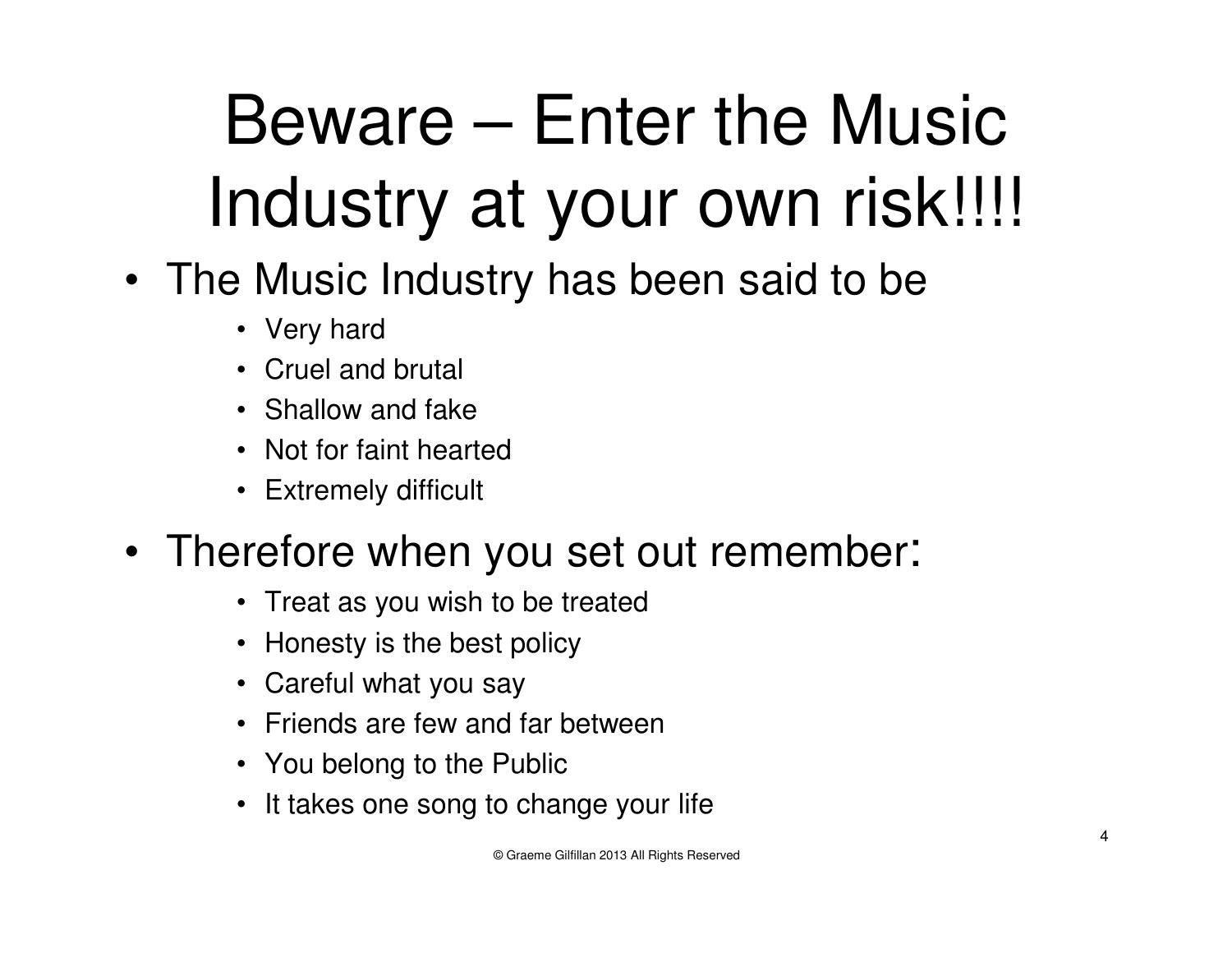# Beware – Enter the Music Industry at your own risk!!!!

- The Music Industry has been said to be
  - Very hard
  - Cruel and brutal
  - Shallow and fake
  - Not for faint hearted
  - Extremely difficult
- Therefore when you set out remember:
  - Treat as you wish to be treated
  - Honesty is the best policy
  - Careful what you say
  - Friends are few and far between
  - You belong to the Public
  - It takes one song to change your life

© Graeme Gilfillan 2013 All Rights Reserved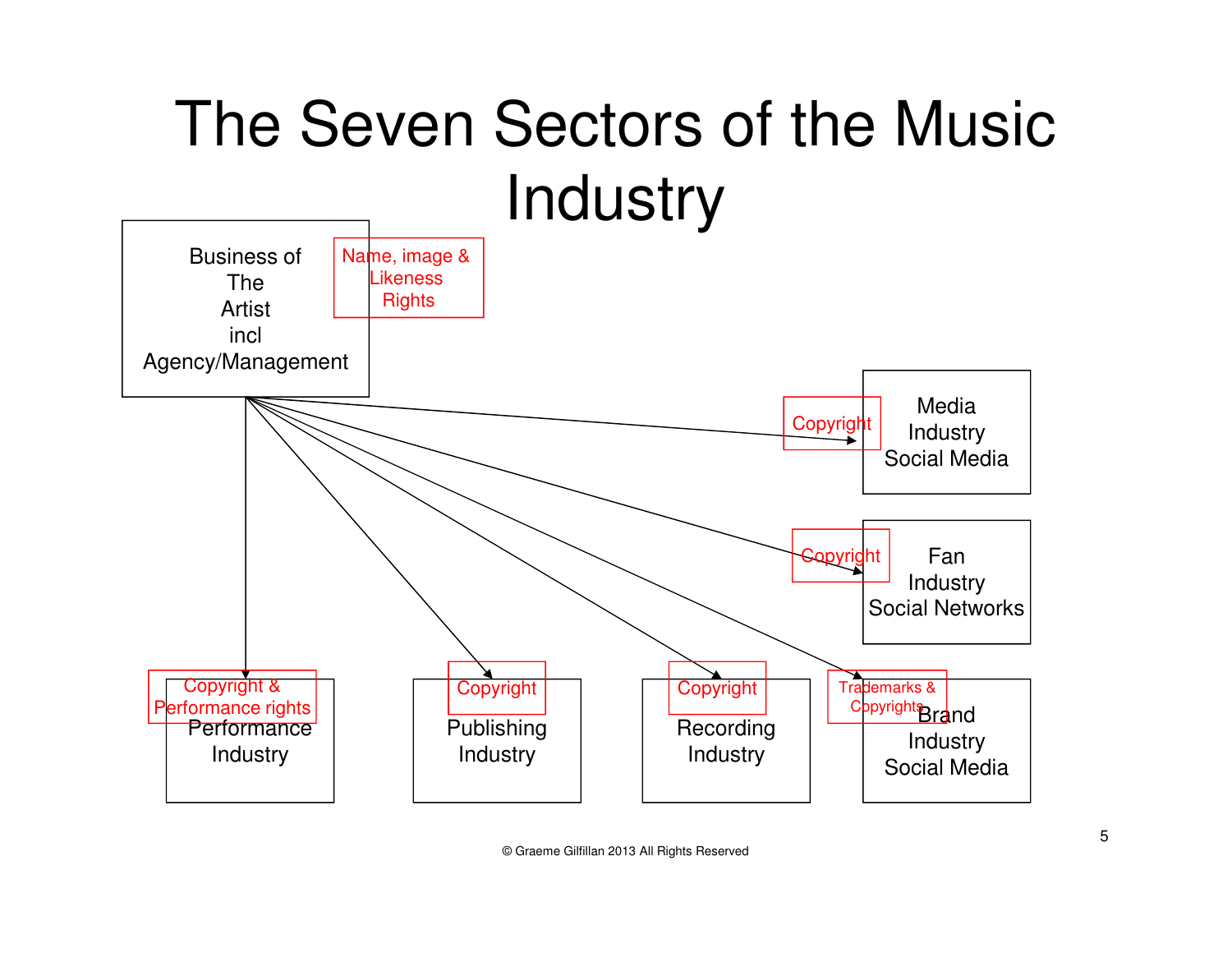# The Seven Sectors of the Music Industry

Business of The Artist incl Agency/Management

Name, image & Likeness Rights

Copyright — Media Industry Social Media

Copyright — Fan Industry Social Networks

Copyright & Performance rights — Performance Industry

Copyright — Publishing Industry

Copyright — Recording Industry

Trademarks & Copyrights — Brand Industry Social Media

© Graeme Gilfillan 2013 All Rights Reserved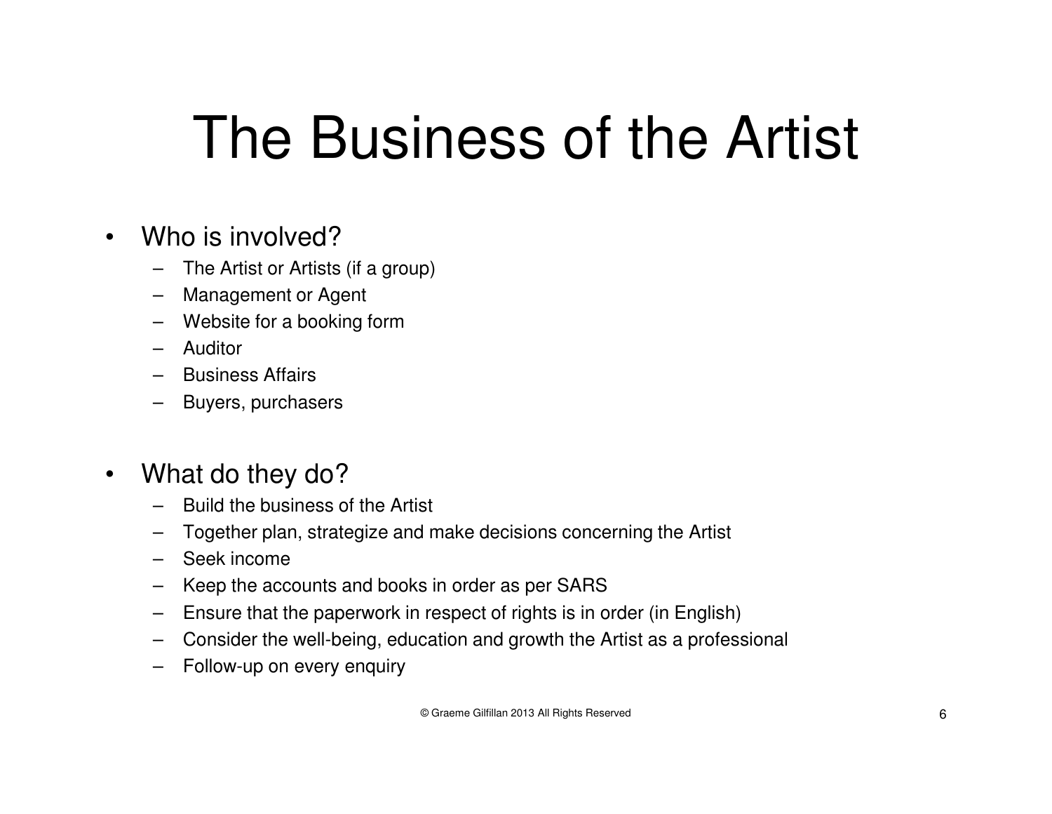# The Business of the Artist

- Who is involved?
  - The Artist or Artists (if a group)
  - Management or Agent
  - Website for a booking form
  - Auditor
  - Business Affairs
  - Buyers, purchasers

- What do they do?
  - Build the business of the Artist
  - Together plan, strategize and make decisions concerning the Artist
  - Seek income
  - Keep the accounts and books in order as per SARS
  - Ensure that the paperwork in respect of rights is in order (in English)
  - Consider the well-being, education and growth the Artist as a professional
  - Follow-up on every enquiry

© Graeme Gilfillan 2013 All Rights Reserved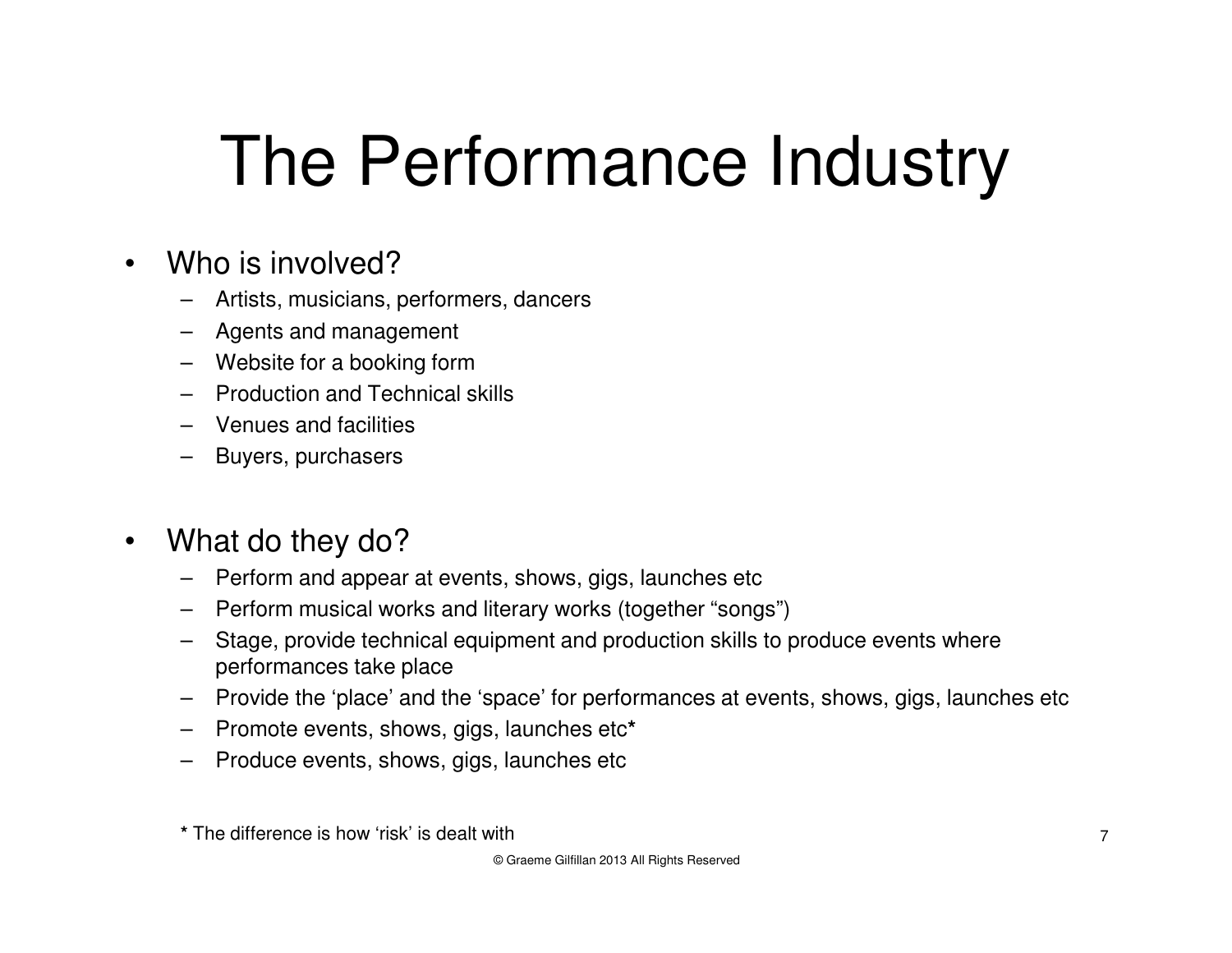# The Performance Industry

- Who is involved?
  - Artists, musicians, performers, dancers
  - Agents and management
  - Website for a booking form
  - Production and Technical skills
  - Venues and facilities
  - Buyers, purchasers

- What do they do?
  - Perform and appear at events, shows, gigs, launches etc
  - Perform musical works and literary works (together "songs")
  - Stage, provide technical equipment and production skills to produce events where performances take place
  - Provide the 'place' and the 'space' for performances at events, shows, gigs, launches etc
  - Promote events, shows, gigs, launches etc*
  - Produce events, shows, gigs, launches etc

**\*** The difference is how 'risk' is dealt with

© Graeme Gilfillan 2013 All Rights Reserved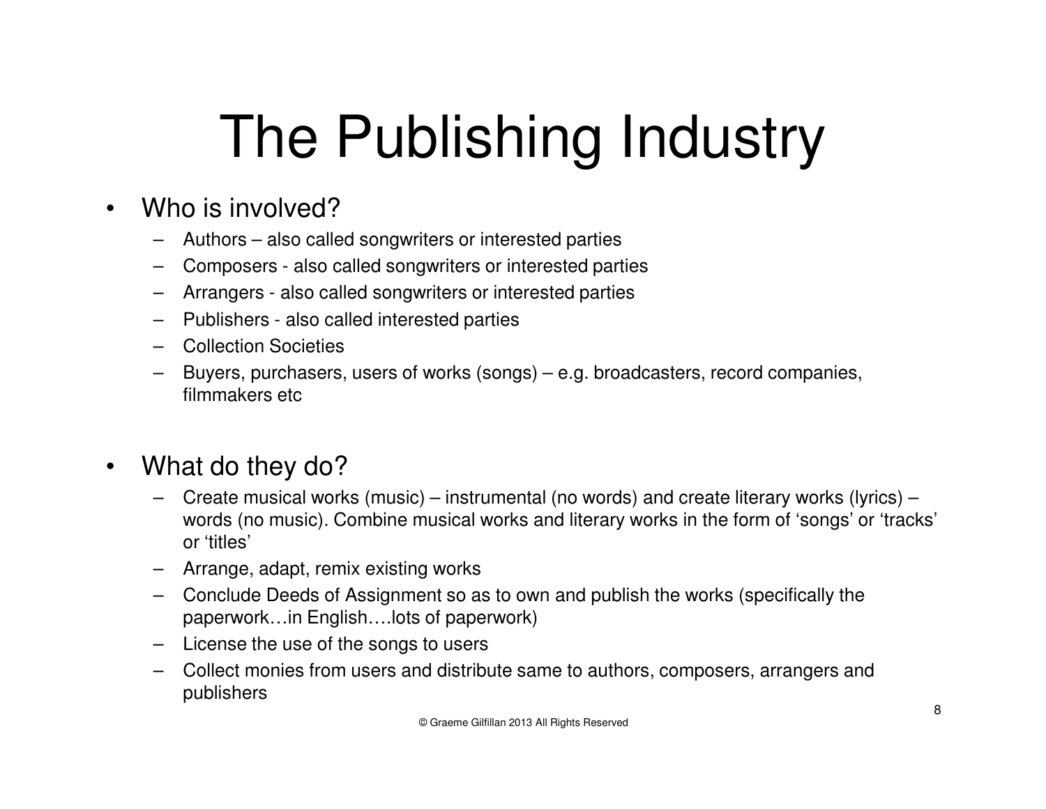# The Publishing Industry

- Who is involved?
  - Authors – also called songwriters or interested parties
  - Composers - also called songwriters or interested parties
  - Arrangers - also called songwriters or interested parties
  - Publishers - also called interested parties
  - Collection Societies
  - Buyers, purchasers, users of works (songs) – e.g. broadcasters, record companies, filmmakers etc

- What do they do?
  - Create musical works (music) – instrumental (no words) and create literary works (lyrics) – words (no music). Combine musical works and literary works in the form of 'songs' or 'tracks' or 'titles'
  - Arrange, adapt, remix existing works
  - Conclude Deeds of Assignment so as to own and publish the works (specifically the paperwork…in English….lots of paperwork)
  - License the use of the songs to users
  - Collect monies from users and distribute same to authors, composers, arrangers and publishers

© Graeme Gilfillan 2013 All Rights Reserved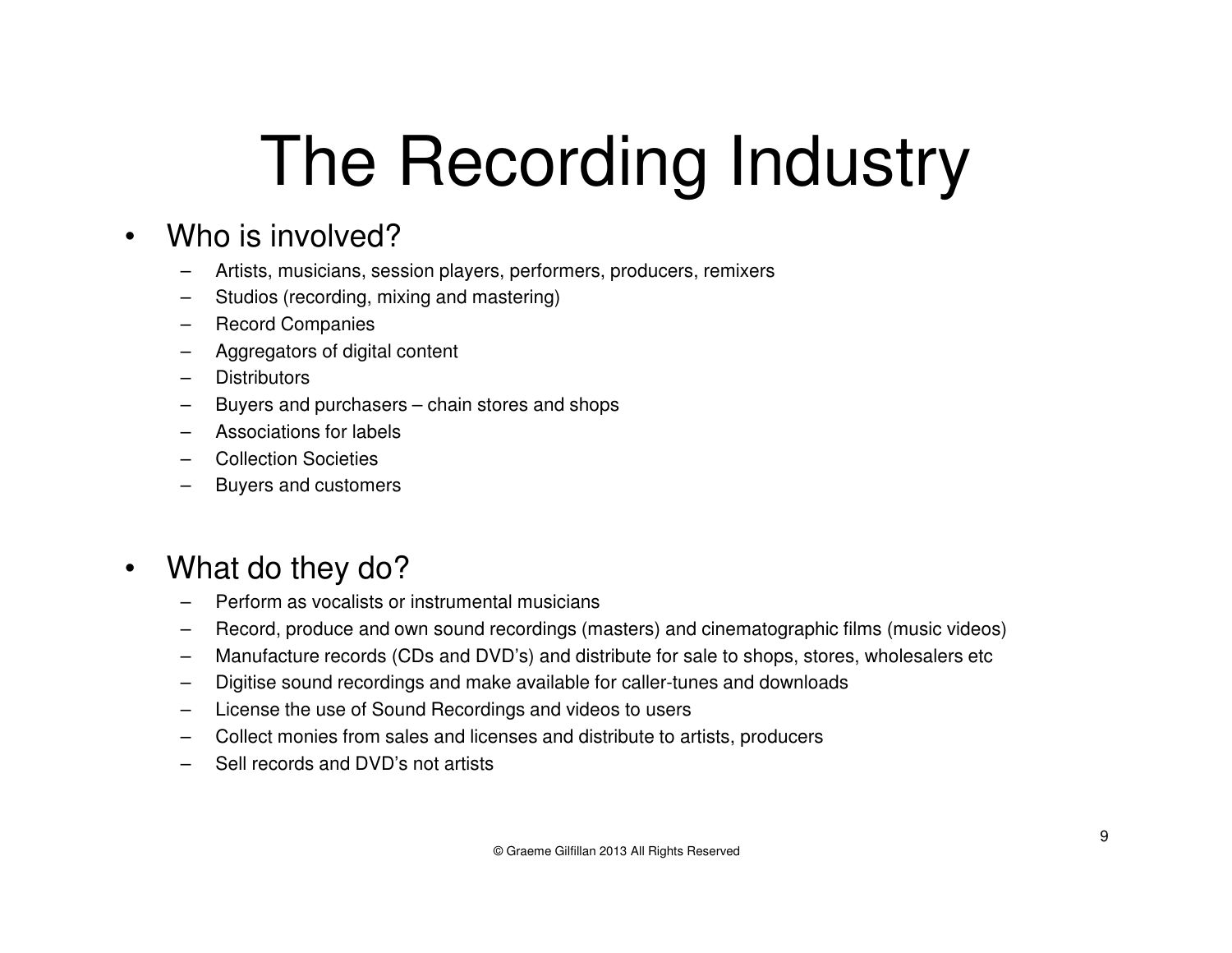# The Recording Industry

- Who is involved?
  - Artists, musicians, session players, performers, producers, remixers
  - Studios (recording, mixing and mastering)
  - Record Companies
  - Aggregators of digital content
  - Distributors
  - Buyers and purchasers – chain stores and shops
  - Associations for labels
  - Collection Societies
  - Buyers and customers

- What do they do?
  - Perform as vocalists or instrumental musicians
  - Record, produce and own sound recordings (masters) and cinematographic films (music videos)
  - Manufacture records (CDs and DVD's) and distribute for sale to shops, stores, wholesalers etc
  - Digitise sound recordings and make available for caller-tunes and downloads
  - License the use of Sound Recordings and videos to users
  - Collect monies from sales and licenses and distribute to artists, producers
  - Sell records and DVD's not artists

© Graeme Gilfillan 2013 All Rights Reserved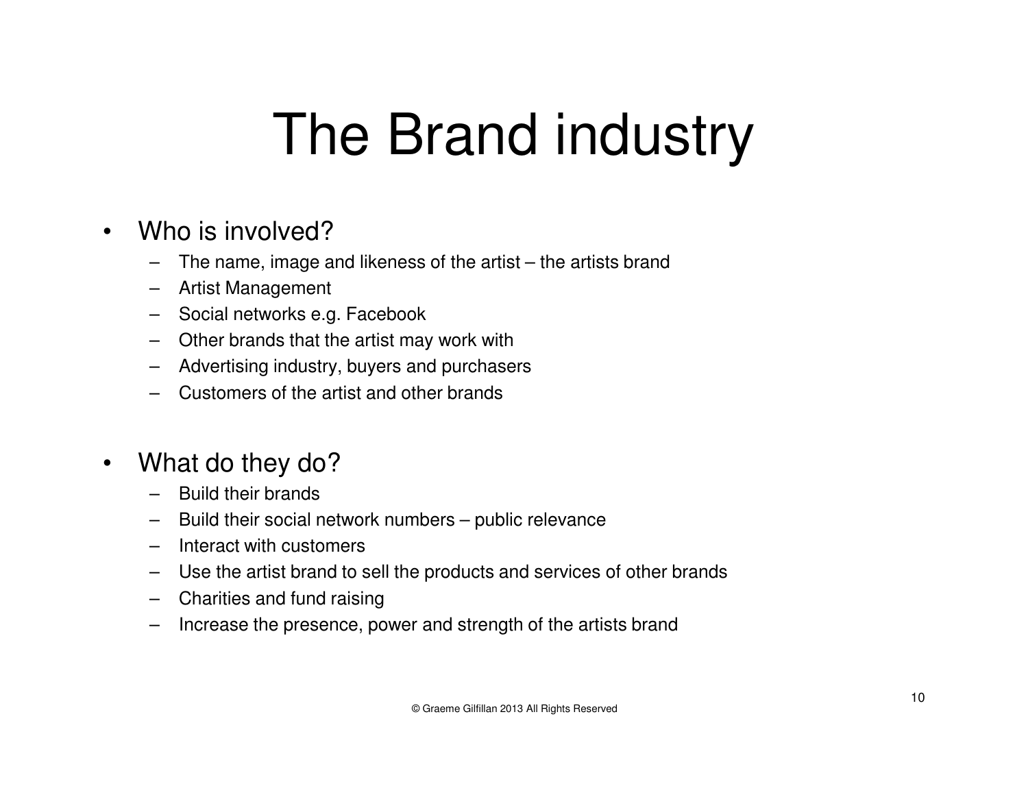# The Brand industry

- Who is involved?
  - The name, image and likeness of the artist – the artists brand
  - Artist Management
  - Social networks e.g. Facebook
  - Other brands that the artist may work with
  - Advertising industry, buyers and purchasers
  - Customers of the artist and other brands

- What do they do?
  - Build their brands
  - Build their social network numbers – public relevance
  - Interact with customers
  - Use the artist brand to sell the products and services of other brands
  - Charities and fund raising
  - Increase the presence, power and strength of the artists brand

© Graeme Gilfillan 2013 All Rights Reserved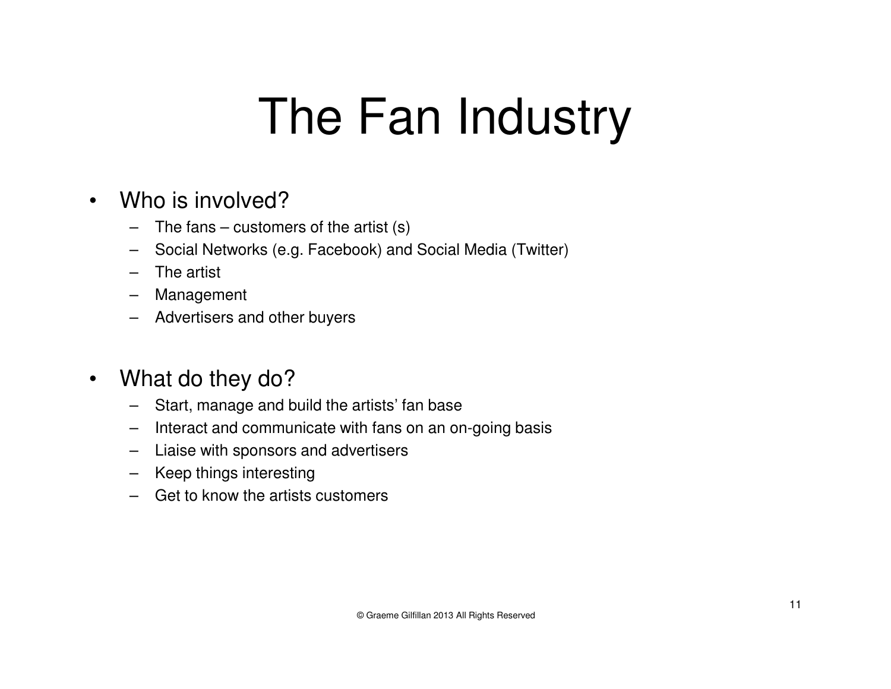# The Fan Industry

- Who is involved?
  - The fans – customers of the artist (s)
  - Social Networks (e.g. Facebook) and Social Media (Twitter)
  - The artist
  - Management
  - Advertisers and other buyers
- What do they do?
  - Start, manage and build the artists' fan base
  - Interact and communicate with fans on an on-going basis
  - Liaise with sponsors and advertisers
  - Keep things interesting
  - Get to know the artists customers

© Graeme Gilfillan 2013 All Rights Reserved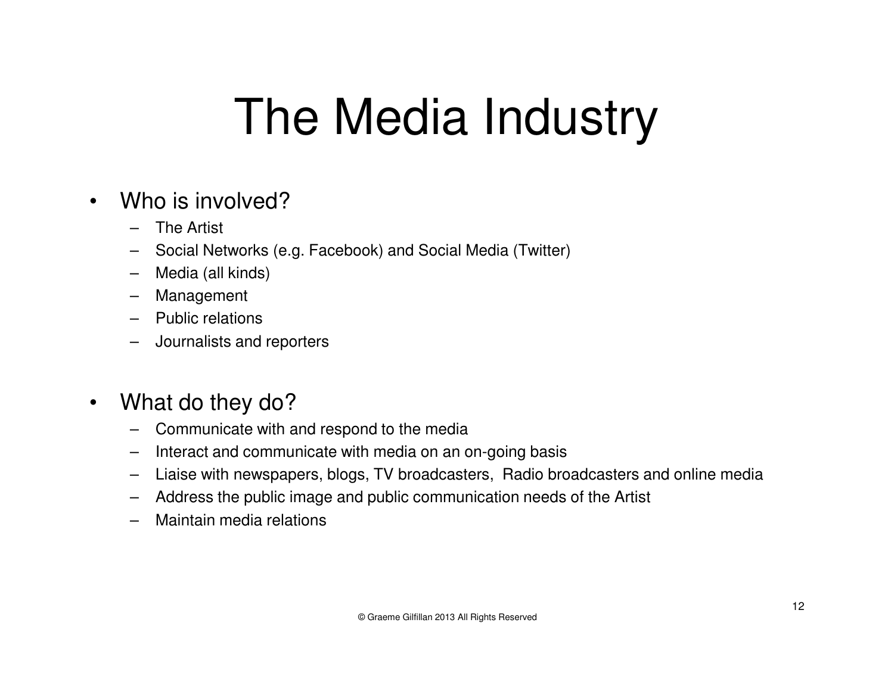# The Media Industry

- Who is involved?
  - The Artist
  - Social Networks (e.g. Facebook) and Social Media (Twitter)
  - Media (all kinds)
  - Management
  - Public relations
  - Journalists and reporters

- What do they do?
  - Communicate with and respond to the media
  - Interact and communicate with media on an on-going basis
  - Liaise with newspapers, blogs, TV broadcasters, Radio broadcasters and online media
  - Address the public image and public communication needs of the Artist
  - Maintain media relations

© Graeme Gilfillan 2013 All Rights Reserved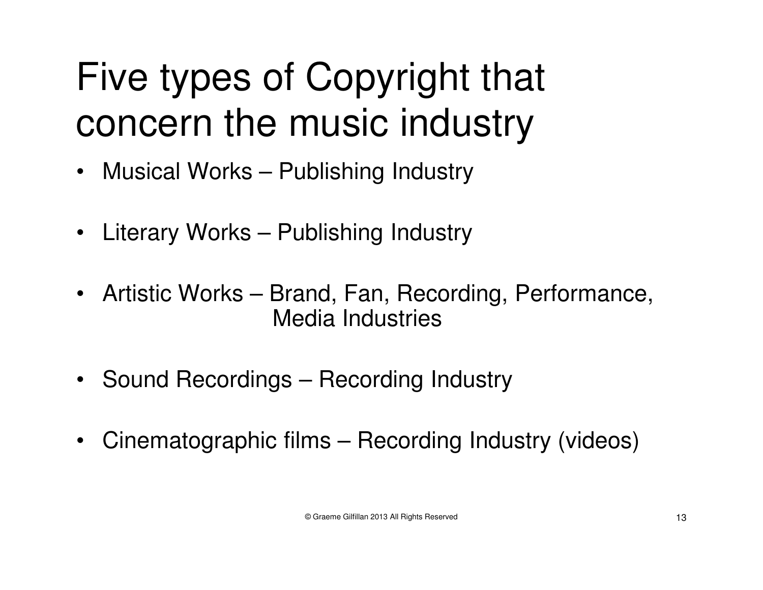# Five types of Copyright that concern the music industry

- Musical Works – Publishing Industry
- Literary Works – Publishing Industry
- Artistic Works – Brand, Fan, Recording, Performance, Media Industries
- Sound Recordings – Recording Industry
- Cinematographic films – Recording Industry (videos)

© Graeme Gilfillan 2013 All Rights Reserved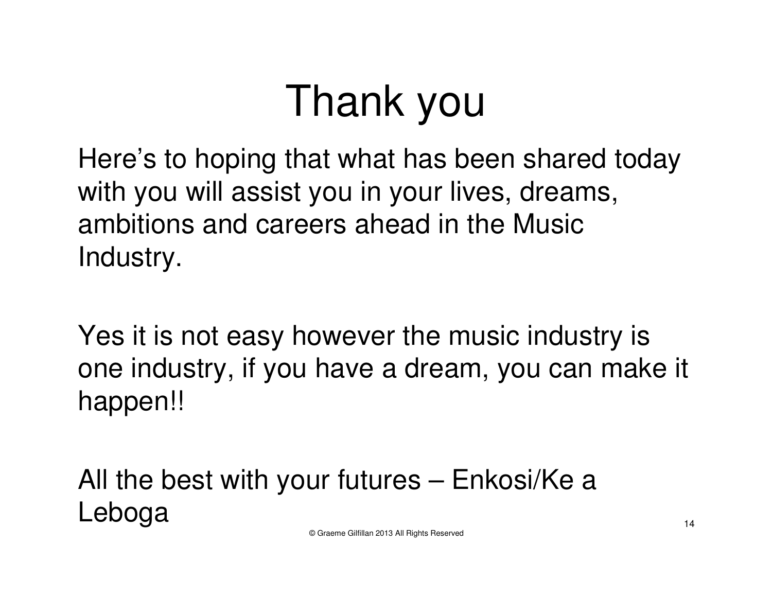# Thank you

Here's to hoping that what has been shared today with you will assist you in your lives, dreams, ambitions and careers ahead in the Music Industry.

Yes it is not easy however the music industry is one industry, if you have a dream, you can make it happen!!

All the best with your futures – Enkosi/Ke a Leboga

© Graeme Gilfillan 2013 All Rights Reserved